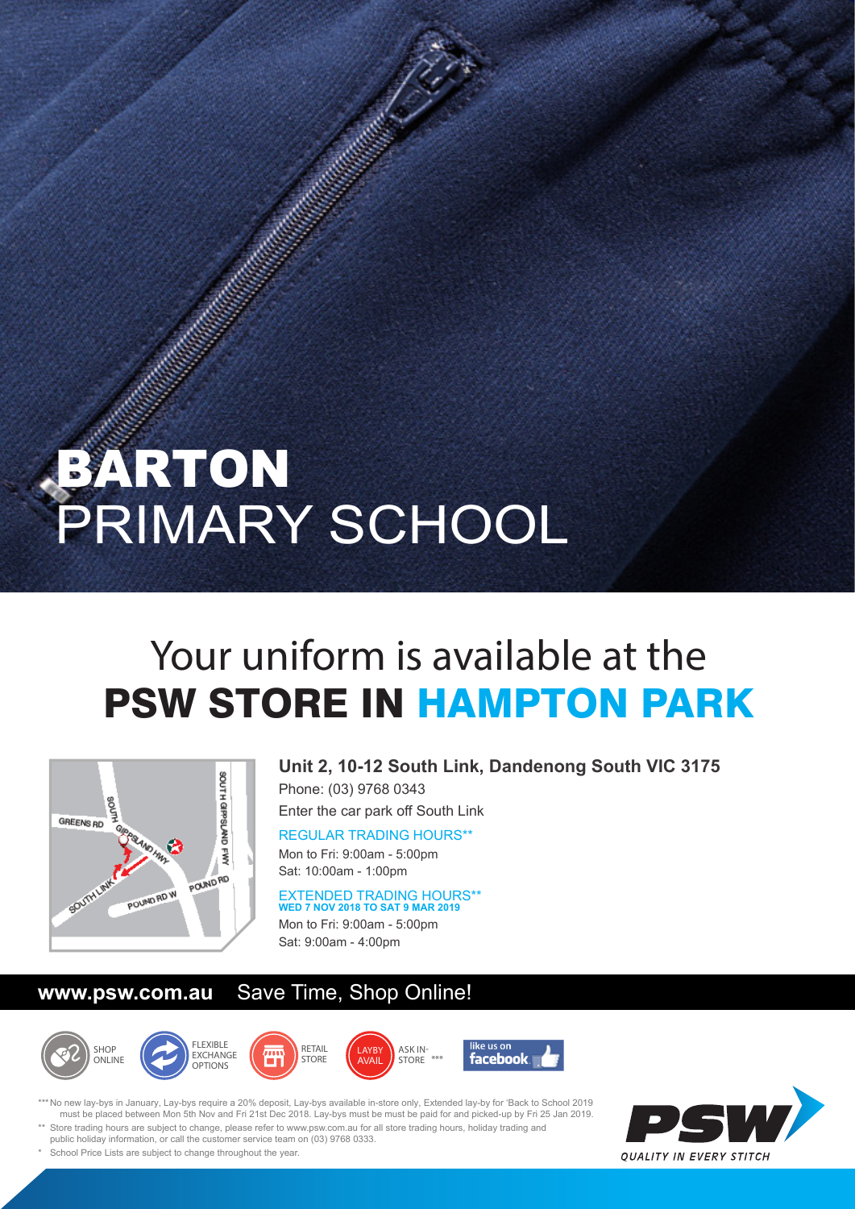# BARTON PRIMARY SCHOOL

## Your uniform is available at the PSW STORE IN HAMPTON PARK

**Unit 2, 10-12 South Link, Dandenong South VIC 3175**

Phone: (03) 9768 0343

Enter the car park off South Link

REGULAR TRADING HOURS**

Mon to Fri: 9:00am - 5:00pm
Sat: 10:00am - 1:00pm

EXTENDED TRADING HOURS**
**WED 7 NOV 2018 TO SAT 9 MAR 2019**

Mon to Fri: 9:00am - 5:00pm
Sat: 9:00am - 4:00pm

**www.psw.com.au** Save Time, Shop Online!

SHOP ONLINE | FLEXIBLE EXCHANGE OPTIONS | RETAIL STORE | LAYBY AVAIL ASK IN-STORE *** | like us on facebook

*** No new lay-bys in January, Lay-bys require a 20% deposit, Lay-bys available in-store only, Extended lay-by for 'Back to School 2019 must be placed between Mon 5th Nov and Fri 21st Dec 2018. Lay-bys must be must be paid for and picked-up by Fri 25 Jan 2019.

** Store trading hours are subject to change, please refer to www.psw.com.au for all store trading hours, holiday trading and public holiday information, or call the customer service team on (03) 9768 0333.

* School Price Lists are subject to change throughout the year.

PSW QUALITY IN EVERY STITCH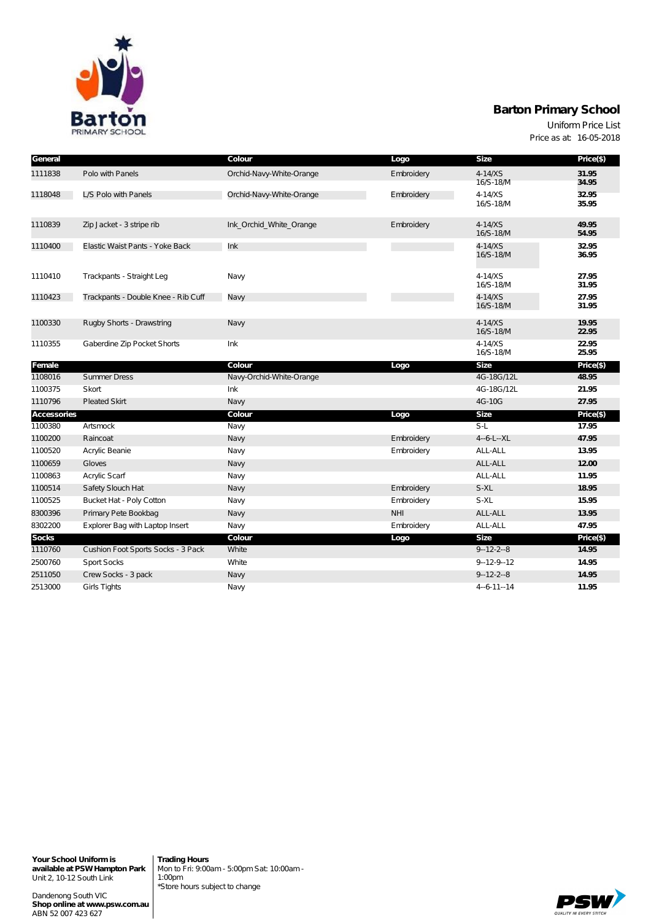## Barton Primary School

Uniform Price List

Price as at: 16-05-2018

| General | | Colour | Logo | Size | Price($) |
|---|---|---|---|---|---|
| 1111838 | Polo with Panels | Orchid-Navy-White-Orange | Embroidery | 4-14/XS<br>16/S-18/M | 31.95<br>34.95 |
| 1118048 | L/S Polo with Panels | Orchid-Navy-White-Orange | Embroidery | 4-14/XS<br>16/S-18/M | 32.95<br>35.95 |
| 1110839 | Zip Jacket - 3 stripe rib | Ink_Orchid_White_Orange | Embroidery | 4-14/XS<br>16/S-18/M | 49.95<br>54.95 |
| 1110400 | Elastic Waist Pants - Yoke Back | Ink | | 4-14/XS<br>16/S-18/M | 32.95<br>36.95 |
| 1110410 | Trackpants - Straight Leg | Navy | | 4-14/XS<br>16/S-18/M | 27.95<br>31.95 |
| 1110423 | Trackpants - Double Knee - Rib Cuff | Navy | | 4-14/XS<br>16/S-18/M | 27.95<br>31.95 |
| 1100330 | Rugby Shorts - Drawstring | Navy | | 4-14/XS<br>16/S-18/M | 19.95<br>22.95 |
| 1110355 | Gaberdine Zip Pocket Shorts | Ink | | 4-14/XS<br>16/S-18/M | 22.95<br>25.95 |
| **Female** | | **Colour** | **Logo** | **Size** | **Price($)** |
| 1108016 | Summer Dress | Navy-Orchid-White-Orange | | 4G-18G/12L | 48.95 |
| 1100375 | Skort | Ink | | 4G-18G/12L | 21.95 |
| 1110796 | Pleated Skirt | Navy | | 4G-10G | 27.95 |
| **Accessories** | | **Colour** | **Logo** | **Size** | **Price($)** |
| 1100380 | Artsmock | Navy | | S-L | 17.95 |
| 1100200 | Raincoat | Navy | Embroidery | 4--6-L--XL | 47.95 |
| 1100520 | Acrylic Beanie | Navy | Embroidery | ALL-ALL | 13.95 |
| 1100659 | Gloves | Navy | | ALL-ALL | 12.00 |
| 1100863 | Acrylic Scarf | Navy | | ALL-ALL | 11.95 |
| 1100514 | Safety Slouch Hat | Navy | Embroidery | S-XL | 18.95 |
| 1100525 | Bucket Hat - Poly Cotton | Navy | Embroidery | S-XL | 15.95 |
| 8300396 | Primary Pete Bookbag | Navy | NHI | ALL-ALL | 13.95 |
| 8302200 | Explorer Bag with Laptop Insert | Navy | Embroidery | ALL-ALL | 47.95 |
| **Socks** | | **Colour** | **Logo** | **Size** | **Price($)** |
| 1110760 | Cushion Foot Sports Socks - 3 Pack | White | | 9--12-2--8 | 14.95 |
| 2500760 | Sport Socks | White | | 9--12-9--12 | 14.95 |
| 2511050 | Crew Socks - 3 pack | Navy | | 9--12-2--8 | 14.95 |
| 2513000 | Girls Tights | Navy | | 4--6-11--14 | 11.95 |

**Your School Uniform is available at PSW Hampton Park**
Unit 2, 10-12 South Link
Dandenong South VIC
**Shop online at www.psw.com.au**
ABN 52 007 423 627

**Trading Hours**
Mon to Fri: 9:00am - 5:00pm Sat: 10:00am - 1:00pm
*Store hours subject to change